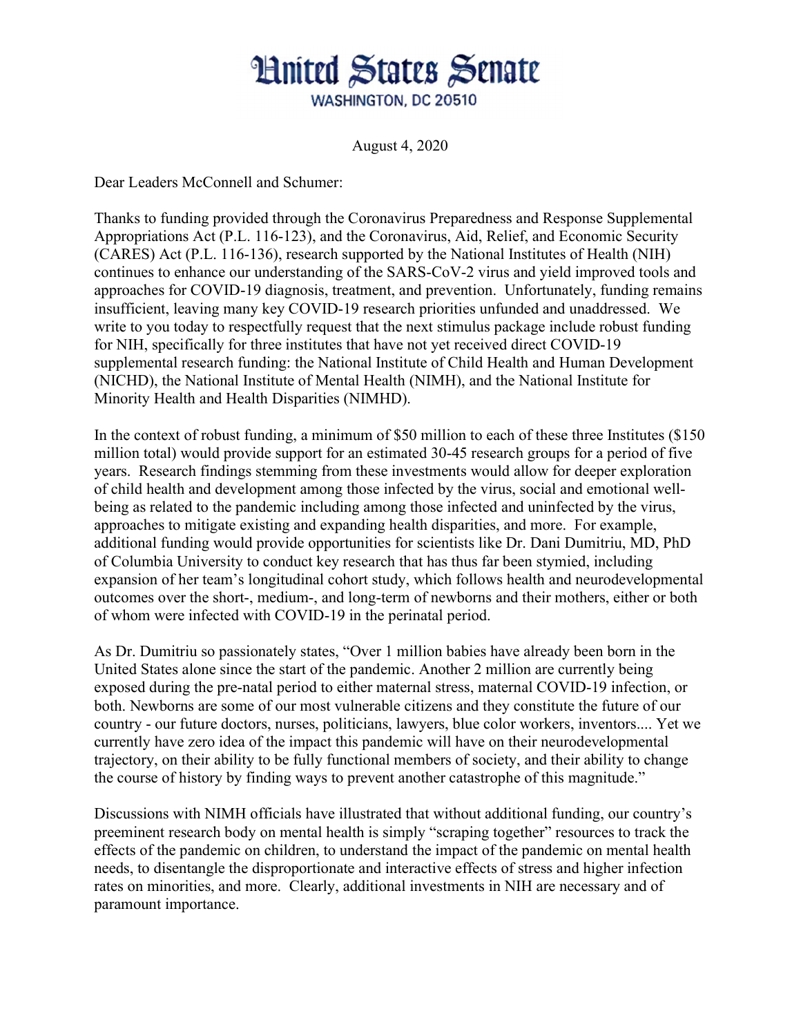# United States Senate

WASHINGTON, DC 20510

August 4, 2020

Dear Leaders McConnell and Schumer:

Thanks to funding provided through the Coronavirus Preparedness and Response Supplemental Appropriations Act (P.L. 116-123), and the Coronavirus, Aid, Relief, and Economic Security (CARES) Act (P.L. 116-136), research supported by the National Institutes of Health (NIH) continues to enhance our understanding of the SARS-CoV-2 virus and yield improved tools and approaches for COVID-19 diagnosis, treatment, and prevention. Unfortunately, funding remains insufficient, leaving many key COVID-19 research priorities unfunded and unaddressed. We write to you today to respectfully request that the next stimulus package include robust funding for NIH, specifically for three institutes that have not yet received direct COVID-19 supplemental research funding: the National Institute of Child Health and Human Development (NICHD), the National Institute of Mental Health (NIMH), and the National Institute for Minority Health and Health Disparities (NIMHD).

In the context of robust funding, a minimum of $50 million to each of these three Institutes ($150 million total) would provide support for an estimated 30-45 research groups for a period of five years. Research findings stemming from these investments would allow for deeper exploration of child health and development among those infected by the virus, social and emotional well-being as related to the pandemic including among those infected and uninfected by the virus, approaches to mitigate existing and expanding health disparities, and more. For example, additional funding would provide opportunities for scientists like Dr. Dani Dumitriu, MD, PhD of Columbia University to conduct key research that has thus far been stymied, including expansion of her team's longitudinal cohort study, which follows health and neurodevelopmental outcomes over the short-, medium-, and long-term of newborns and their mothers, either or both of whom were infected with COVID-19 in the perinatal period.

As Dr. Dumitriu so passionately states, "Over 1 million babies have already been born in the United States alone since the start of the pandemic. Another 2 million are currently being exposed during the pre-natal period to either maternal stress, maternal COVID-19 infection, or both. Newborns are some of our most vulnerable citizens and they constitute the future of our country - our future doctors, nurses, politicians, lawyers, blue color workers, inventors.... Yet we currently have zero idea of the impact this pandemic will have on their neurodevelopmental trajectory, on their ability to be fully functional members of society, and their ability to change the course of history by finding ways to prevent another catastrophe of this magnitude."

Discussions with NIMH officials have illustrated that without additional funding, our country's preeminent research body on mental health is simply "scraping together" resources to track the effects of the pandemic on children, to understand the impact of the pandemic on mental health needs, to disentangle the disproportionate and interactive effects of stress and higher infection rates on minorities, and more. Clearly, additional investments in NIH are necessary and of paramount importance.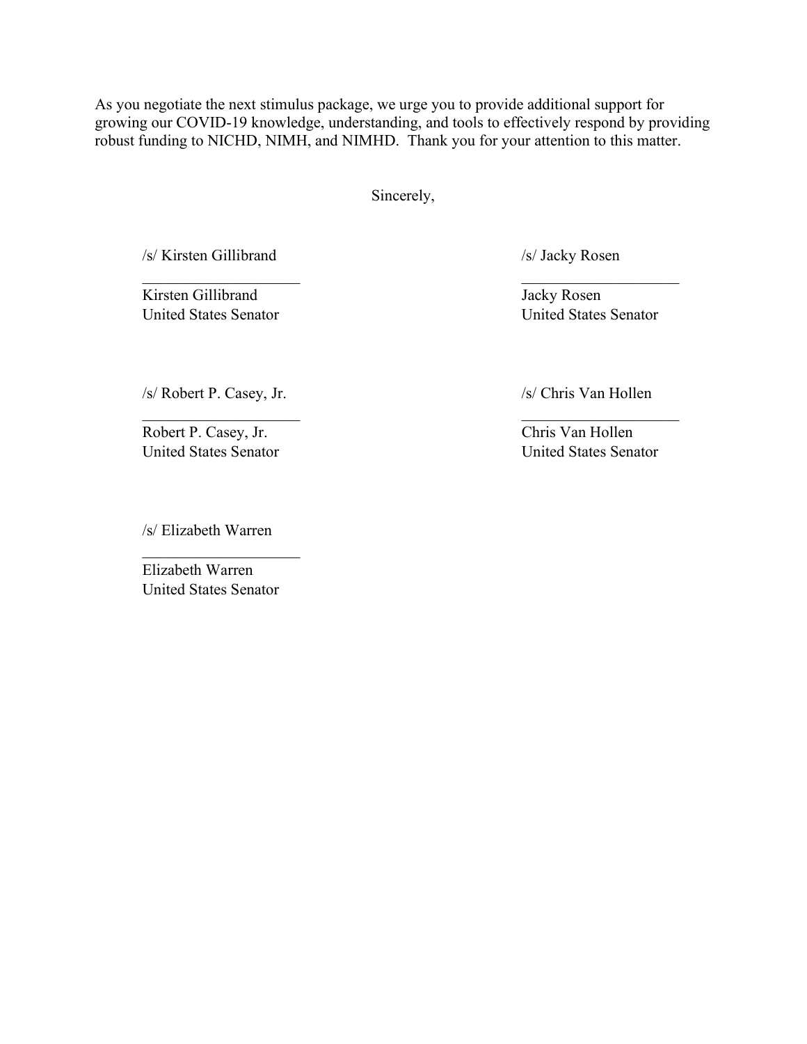As you negotiate the next stimulus package, we urge you to provide additional support for growing our COVID-19 knowledge, understanding, and tools to effectively respond by providing robust funding to NICHD, NIMH, and NIMHD. Thank you for your attention to this matter.

Sincerely,

/s/ Kirsten Gillibrand
____________________
Kirsten Gillibrand
United States Senator

/s/ Jacky Rosen
____________________
Jacky Rosen
United States Senator

/s/ Robert P. Casey, Jr.
____________________
Robert P. Casey, Jr.
United States Senator

/s/ Chris Van Hollen
____________________
Chris Van Hollen
United States Senator

/s/ Elizabeth Warren
____________________
Elizabeth Warren
United States Senator